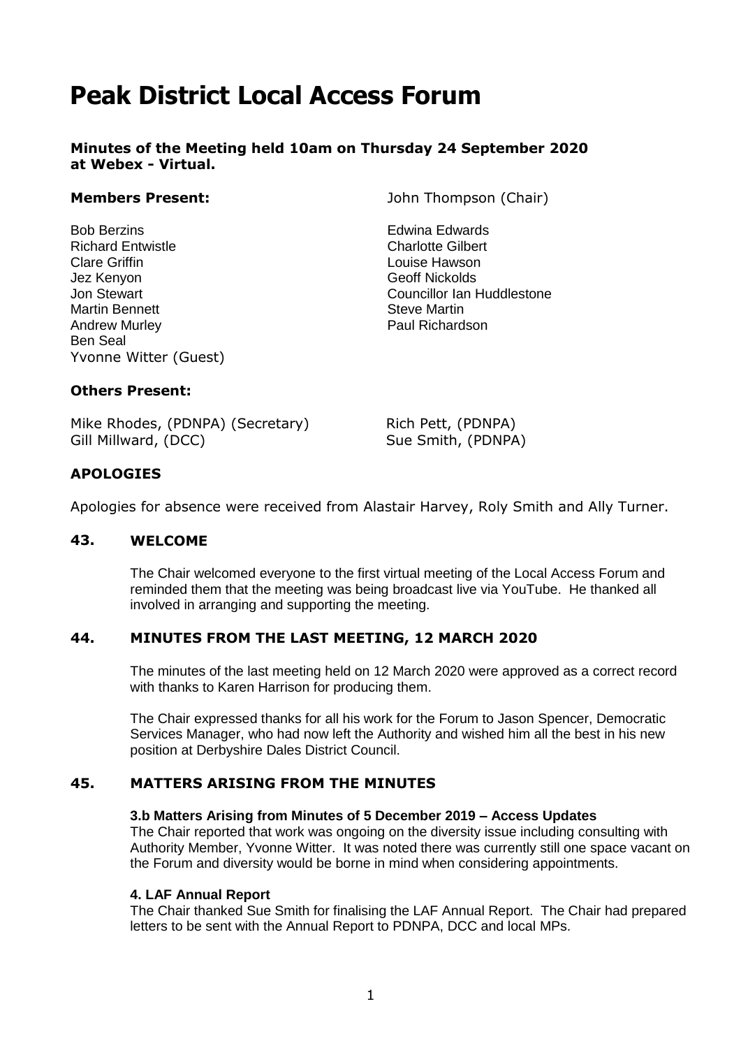# Peak District Local Access Forum

**Minutes of the Meeting held 10am on Thursday 24 September 2020 at Webex - Virtual.**

**Members Present:** John Thompson (Chair)

Bob Berzins
Richard Entwistle
Clare Griffin
Jez Kenyon
Jon Stewart
Martin Bennett
Andrew Murley
Ben Seal
Yvonne Witter (Guest)
Edwina Edwards
Charlotte Gilbert
Louise Hawson
Geoff Nickolds
Councillor Ian Huddlestone
Steve Martin
Paul Richardson

**Others Present:**

Mike Rhodes, (PDNPA) (Secretary)
Gill Millward, (DCC)
Rich Pett, (PDNPA)
Sue Smith, (PDNPA)

## APOLOGIES

Apologies for absence were received from Alastair Harvey, Roly Smith and Ally Turner.

## 43. WELCOME

The Chair welcomed everyone to the first virtual meeting of the Local Access Forum and reminded them that the meeting was being broadcast live via YouTube. He thanked all involved in arranging and supporting the meeting.

## 44. MINUTES FROM THE LAST MEETING, 12 MARCH 2020

The minutes of the last meeting held on 12 March 2020 were approved as a correct record with thanks to Karen Harrison for producing them.

The Chair expressed thanks for all his work for the Forum to Jason Spencer, Democratic Services Manager, who had now left the Authority and wished him all the best in his new position at Derbyshire Dales District Council.

## 45. MATTERS ARISING FROM THE MINUTES

**3.b Matters Arising from Minutes of 5 December 2019 – Access Updates**
The Chair reported that work was ongoing on the diversity issue including consulting with Authority Member, Yvonne Witter. It was noted there was currently still one space vacant on the Forum and diversity would be borne in mind when considering appointments.

**4. LAF Annual Report**
The Chair thanked Sue Smith for finalising the LAF Annual Report. The Chair had prepared letters to be sent with the Annual Report to PDNPA, DCC and local MPs.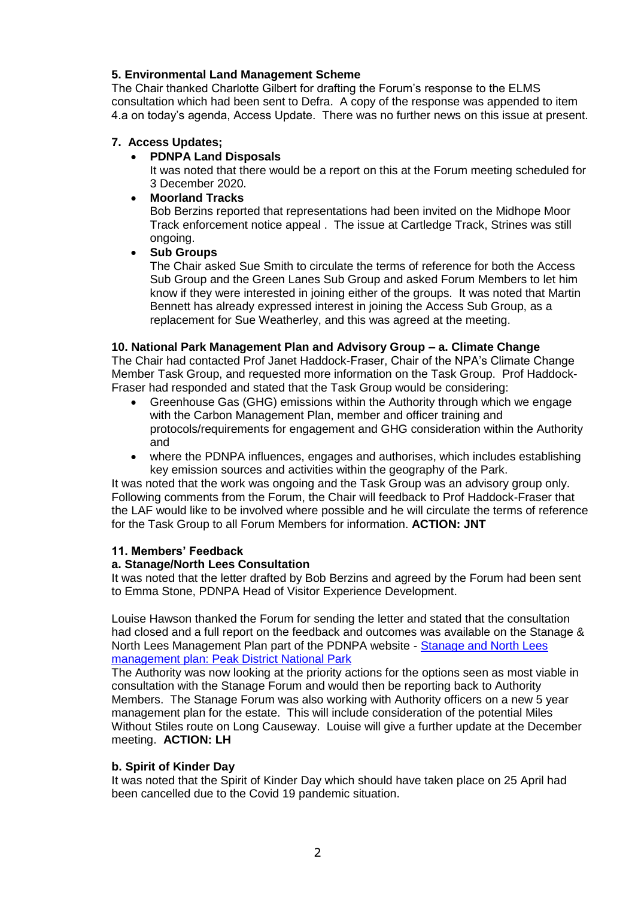### 5. Environmental Land Management Scheme

The Chair thanked Charlotte Gilbert for drafting the Forum's response to the ELMS consultation which had been sent to Defra. A copy of the response was appended to item 4.a on today's agenda, Access Update. There was no further news on this issue at present.

### 7. Access Updates;

- **PDNPA Land Disposals**
  It was noted that there would be a report on this at the Forum meeting scheduled for 3 December 2020.
- **Moorland Tracks**
  Bob Berzins reported that representations had been invited on the Midhope Moor Track enforcement notice appeal . The issue at Cartledge Track, Strines was still ongoing.
- **Sub Groups**
  The Chair asked Sue Smith to circulate the terms of reference for both the Access Sub Group and the Green Lanes Sub Group and asked Forum Members to let him know if they were interested in joining either of the groups. It was noted that Martin Bennett has already expressed interest in joining the Access Sub Group, as a replacement for Sue Weatherley, and this was agreed at the meeting.

### 10. National Park Management Plan and Advisory Group – a. Climate Change

The Chair had contacted Prof Janet Haddock-Fraser, Chair of the NPA's Climate Change Member Task Group, and requested more information on the Task Group. Prof Haddock-Fraser had responded and stated that the Task Group would be considering:

- Greenhouse Gas (GHG) emissions within the Authority through which we engage with the Carbon Management Plan, member and officer training and protocols/requirements for engagement and GHG consideration within the Authority and
- where the PDNPA influences, engages and authorises, which includes establishing key emission sources and activities within the geography of the Park.

It was noted that the work was ongoing and the Task Group was an advisory group only. Following comments from the Forum, the Chair will feedback to Prof Haddock-Fraser that the LAF would like to be involved where possible and he will circulate the terms of reference for the Task Group to all Forum Members for information. **ACTION: JNT**

### 11. Members' Feedback

#### a. Stanage/North Lees Consultation

It was noted that the letter drafted by Bob Berzins and agreed by the Forum had been sent to Emma Stone, PDNPA Head of Visitor Experience Development.

Louise Hawson thanked the Forum for sending the letter and stated that the consultation had closed and a full report on the feedback and outcomes was available on the Stanage & North Lees Management Plan part of the PDNPA website - [Stanage and North Lees management plan: Peak District National Park](Stanage and North Lees management plan: Peak District National Park)
The Authority was now looking at the priority actions for the options seen as most viable in consultation with the Stanage Forum and would then be reporting back to Authority Members. The Stanage Forum was also working with Authority officers on a new 5 year management plan for the estate. This will include consideration of the potential Miles Without Stiles route on Long Causeway. Louise will give a further update at the December meeting. **ACTION: LH**

#### b. Spirit of Kinder Day

It was noted that the Spirit of Kinder Day which should have taken place on 25 April had been cancelled due to the Covid 19 pandemic situation.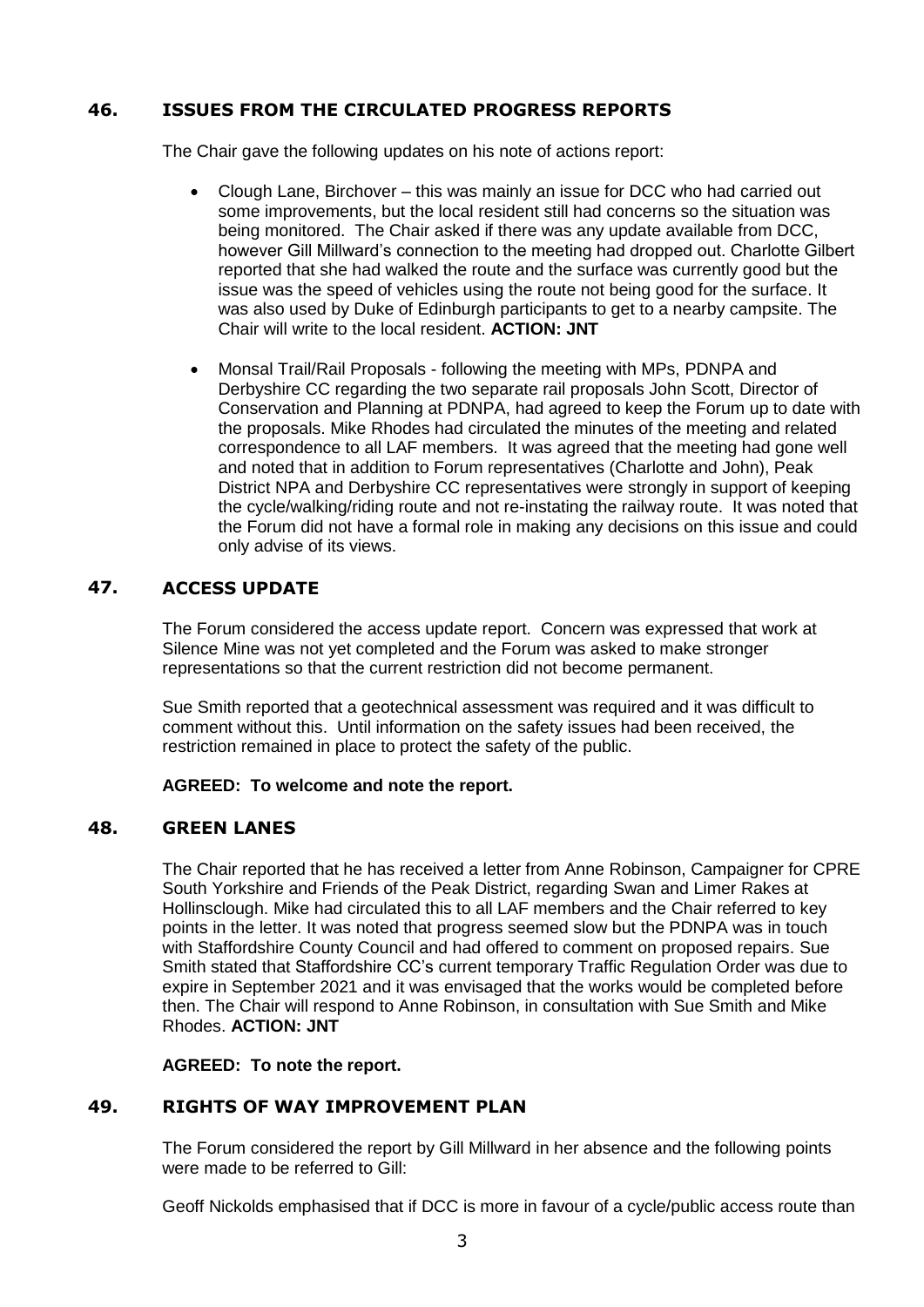## 46. ISSUES FROM THE CIRCULATED PROGRESS REPORTS

The Chair gave the following updates on his note of actions report:

- Clough Lane, Birchover – this was mainly an issue for DCC who had carried out some improvements, but the local resident still had concerns so the situation was being monitored. The Chair asked if there was any update available from DCC, however Gill Millward's connection to the meeting had dropped out. Charlotte Gilbert reported that she had walked the route and the surface was currently good but the issue was the speed of vehicles using the route not being good for the surface. It was also used by Duke of Edinburgh participants to get to a nearby campsite. The Chair will write to the local resident. **ACTION: JNT**

- Monsal Trail/Rail Proposals - following the meeting with MPs, PDNPA and Derbyshire CC regarding the two separate rail proposals John Scott, Director of Conservation and Planning at PDNPA, had agreed to keep the Forum up to date with the proposals. Mike Rhodes had circulated the minutes of the meeting and related correspondence to all LAF members. It was agreed that the meeting had gone well and noted that in addition to Forum representatives (Charlotte and John), Peak District NPA and Derbyshire CC representatives were strongly in support of keeping the cycle/walking/riding route and not re-instating the railway route. It was noted that the Forum did not have a formal role in making any decisions on this issue and could only advise of its views.

## 47. ACCESS UPDATE

The Forum considered the access update report. Concern was expressed that work at Silence Mine was not yet completed and the Forum was asked to make stronger representations so that the current restriction did not become permanent.

Sue Smith reported that a geotechnical assessment was required and it was difficult to comment without this. Until information on the safety issues had been received, the restriction remained in place to protect the safety of the public.

**AGREED: To welcome and note the report.**

## 48. GREEN LANES

The Chair reported that he has received a letter from Anne Robinson, Campaigner for CPRE South Yorkshire and Friends of the Peak District, regarding Swan and Limer Rakes at Hollinsclough. Mike had circulated this to all LAF members and the Chair referred to key points in the letter. It was noted that progress seemed slow but the PDNPA was in touch with Staffordshire County Council and had offered to comment on proposed repairs. Sue Smith stated that Staffordshire CC's current temporary Traffic Regulation Order was due to expire in September 2021 and it was envisaged that the works would be completed before then. The Chair will respond to Anne Robinson, in consultation with Sue Smith and Mike Rhodes. **ACTION: JNT**

**AGREED: To note the report.**

## 49. RIGHTS OF WAY IMPROVEMENT PLAN

The Forum considered the report by Gill Millward in her absence and the following points were made to be referred to Gill:

Geoff Nickolds emphasised that if DCC is more in favour of a cycle/public access route than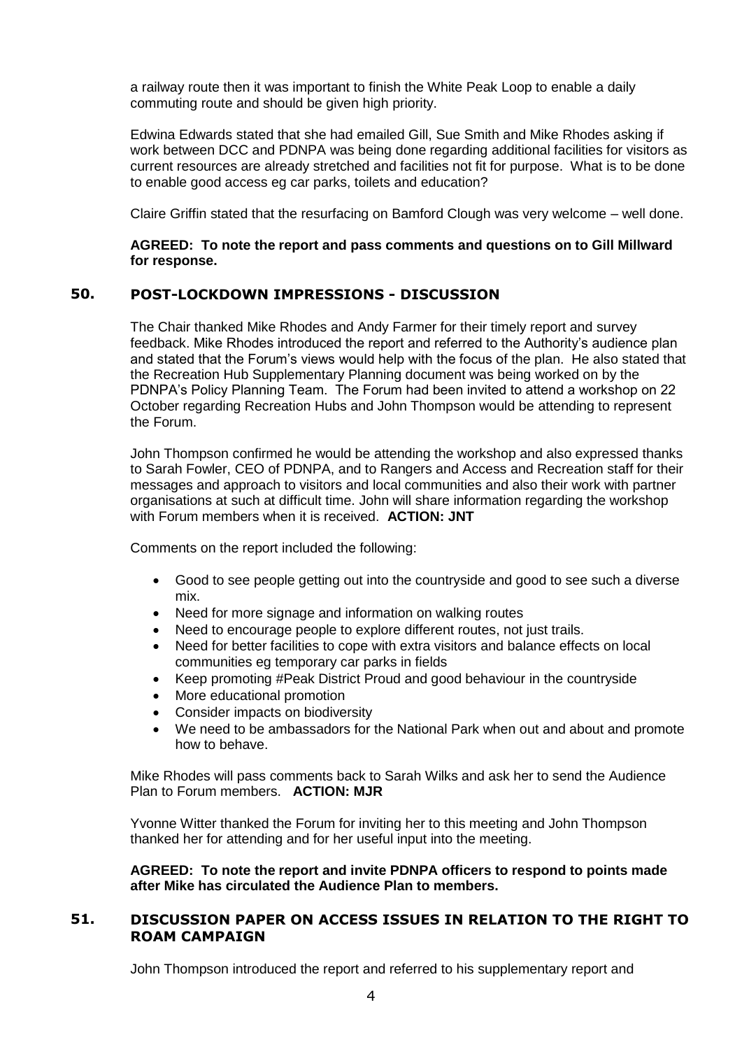a railway route then it was important to finish the White Peak Loop to enable a daily commuting route and should be given high priority.

Edwina Edwards stated that she had emailed Gill, Sue Smith and Mike Rhodes asking if work between DCC and PDNPA was being done regarding additional facilities for visitors as current resources are already stretched and facilities not fit for purpose. What is to be done to enable good access eg car parks, toilets and education?

Claire Griffin stated that the resurfacing on Bamford Clough was very welcome – well done.

**AGREED: To note the report and pass comments and questions on to Gill Millward for response.**

## 50. POST-LOCKDOWN IMPRESSIONS - DISCUSSION

The Chair thanked Mike Rhodes and Andy Farmer for their timely report and survey feedback. Mike Rhodes introduced the report and referred to the Authority's audience plan and stated that the Forum's views would help with the focus of the plan. He also stated that the Recreation Hub Supplementary Planning document was being worked on by the PDNPA's Policy Planning Team. The Forum had been invited to attend a workshop on 22 October regarding Recreation Hubs and John Thompson would be attending to represent the Forum.

John Thompson confirmed he would be attending the workshop and also expressed thanks to Sarah Fowler, CEO of PDNPA, and to Rangers and Access and Recreation staff for their messages and approach to visitors and local communities and also their work with partner organisations at such at difficult time. John will share information regarding the workshop with Forum members when it is received. **ACTION: JNT**

Comments on the report included the following:

- Good to see people getting out into the countryside and good to see such a diverse mix.
- Need for more signage and information on walking routes
- Need to encourage people to explore different routes, not just trails.
- Need for better facilities to cope with extra visitors and balance effects on local communities eg temporary car parks in fields
- Keep promoting #Peak District Proud and good behaviour in the countryside
- More educational promotion
- Consider impacts on biodiversity
- We need to be ambassadors for the National Park when out and about and promote how to behave.

Mike Rhodes will pass comments back to Sarah Wilks and ask her to send the Audience Plan to Forum members. **ACTION: MJR**

Yvonne Witter thanked the Forum for inviting her to this meeting and John Thompson thanked her for attending and for her useful input into the meeting.

**AGREED: To note the report and invite PDNPA officers to respond to points made after Mike has circulated the Audience Plan to members.**

## 51. DISCUSSION PAPER ON ACCESS ISSUES IN RELATION TO THE RIGHT TO ROAM CAMPAIGN

John Thompson introduced the report and referred to his supplementary report and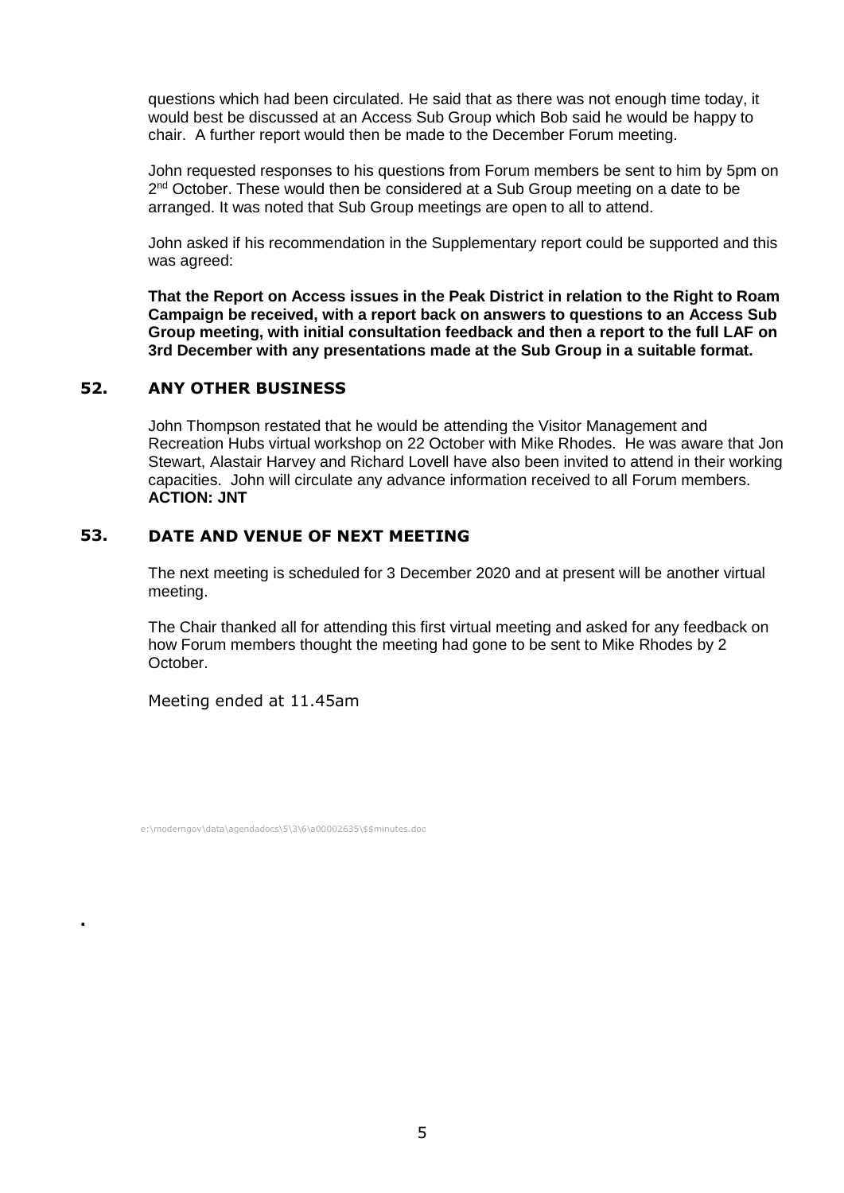questions which had been circulated. He said that as there was not enough time today, it would best be discussed at an Access Sub Group which Bob said he would be happy to chair. A further report would then be made to the December Forum meeting.

John requested responses to his questions from Forum members be sent to him by 5pm on 2nd October. These would then be considered at a Sub Group meeting on a date to be arranged. It was noted that Sub Group meetings are open to all to attend.

John asked if his recommendation in the Supplementary report could be supported and this was agreed:

**That the Report on Access issues in the Peak District in relation to the Right to Roam Campaign be received, with a report back on answers to questions to an Access Sub Group meeting, with initial consultation feedback and then a report to the full LAF on 3rd December with any presentations made at the Sub Group in a suitable format.**

## 52. ANY OTHER BUSINESS

John Thompson restated that he would be attending the Visitor Management and Recreation Hubs virtual workshop on 22 October with Mike Rhodes. He was aware that Jon Stewart, Alastair Harvey and Richard Lovell have also been invited to attend in their working capacities. John will circulate any advance information received to all Forum members.
**ACTION: JNT**

## 53. DATE AND VENUE OF NEXT MEETING

The next meeting is scheduled for 3 December 2020 and at present will be another virtual meeting.

The Chair thanked all for attending this first virtual meeting and asked for any feedback on how Forum members thought the meeting had gone to be sent to Mike Rhodes by 2 October.

Meeting ended at 11.45am

e:\moderngov\data\agendadocs\5\3\6\a00002635\$$minutes.doc